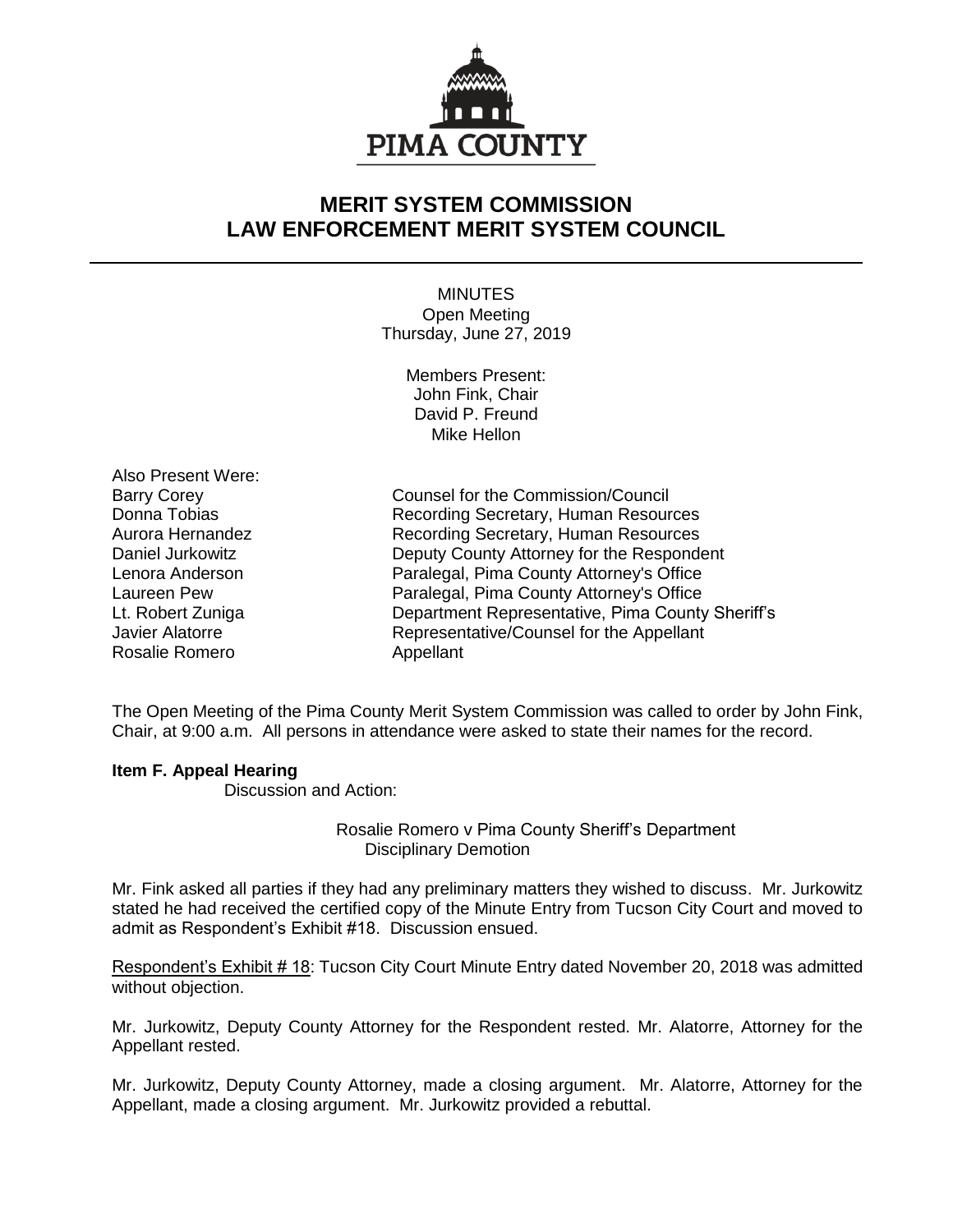PIMA COUNTY

# MERIT SYSTEM COMMISSION
# LAW ENFORCEMENT MERIT SYSTEM COUNCIL

MINUTES
Open Meeting
Thursday, June 27, 2019

Members Present:
John Fink, Chair
David P. Freund
Mike Hellon

Also Present Were:

| | |
|---|---|
| Barry Corey | Counsel for the Commission/Council |
| Donna Tobias | Recording Secretary, Human Resources |
| Aurora Hernandez | Recording Secretary, Human Resources |
| Daniel Jurkowitz | Deputy County Attorney for the Respondent |
| Lenora Anderson | Paralegal, Pima County Attorney's Office |
| Laureen Pew | Paralegal, Pima County Attorney's Office |
| Lt. Robert Zuniga | Department Representative, Pima County Sheriff's |
| Javier Alatorre | Representative/Counsel for the Appellant |
| Rosalie Romero | Appellant |

The Open Meeting of the Pima County Merit System Commission was called to order by John Fink, Chair, at 9:00 a.m. All persons in attendance were asked to state their names for the record.

**Item F. Appeal Hearing**

Discussion and Action:

Rosalie Romero v Pima County Sheriff's Department
Disciplinary Demotion

Mr. Fink asked all parties if they had any preliminary matters they wished to discuss. Mr. Jurkowitz stated he had received the certified copy of the Minute Entry from Tucson City Court and moved to admit as Respondent's Exhibit #18. Discussion ensued.

Respondent's Exhibit # 18: Tucson City Court Minute Entry dated November 20, 2018 was admitted without objection.

Mr. Jurkowitz, Deputy County Attorney for the Respondent rested. Mr. Alatorre, Attorney for the Appellant rested.

Mr. Jurkowitz, Deputy County Attorney, made a closing argument. Mr. Alatorre, Attorney for the Appellant, made a closing argument. Mr. Jurkowitz provided a rebuttal.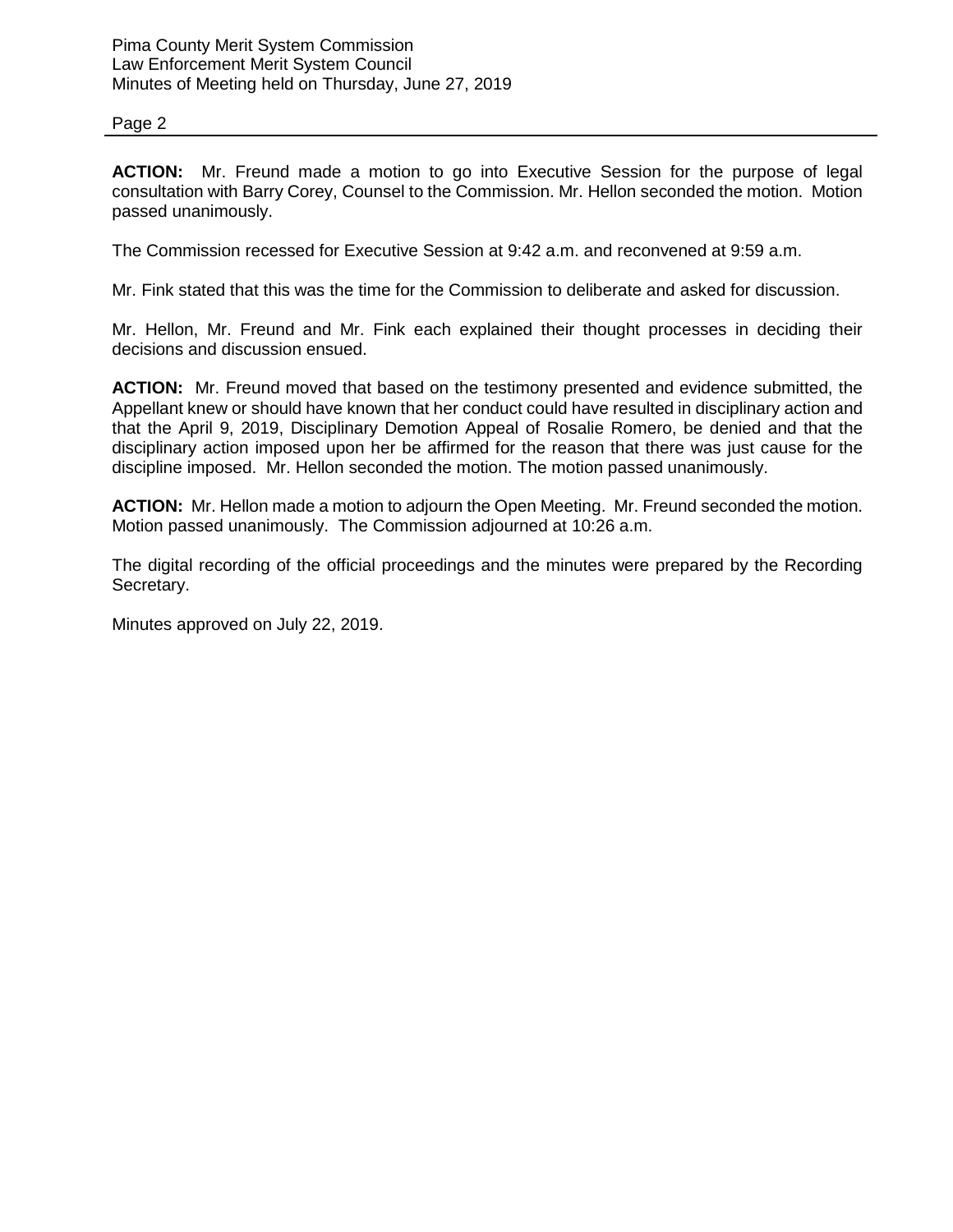**ACTION:** Mr. Freund made a motion to go into Executive Session for the purpose of legal consultation with Barry Corey, Counsel to the Commission. Mr. Hellon seconded the motion. Motion passed unanimously.

The Commission recessed for Executive Session at 9:42 a.m. and reconvened at 9:59 a.m.

Mr. Fink stated that this was the time for the Commission to deliberate and asked for discussion.

Mr. Hellon, Mr. Freund and Mr. Fink each explained their thought processes in deciding their decisions and discussion ensued.

**ACTION:** Mr. Freund moved that based on the testimony presented and evidence submitted, the Appellant knew or should have known that her conduct could have resulted in disciplinary action and that the April 9, 2019, Disciplinary Demotion Appeal of Rosalie Romero, be denied and that the disciplinary action imposed upon her be affirmed for the reason that there was just cause for the discipline imposed. Mr. Hellon seconded the motion. The motion passed unanimously.

**ACTION:** Mr. Hellon made a motion to adjourn the Open Meeting. Mr. Freund seconded the motion. Motion passed unanimously. The Commission adjourned at 10:26 a.m.

The digital recording of the official proceedings and the minutes were prepared by the Recording Secretary.

Minutes approved on July 22, 2019.